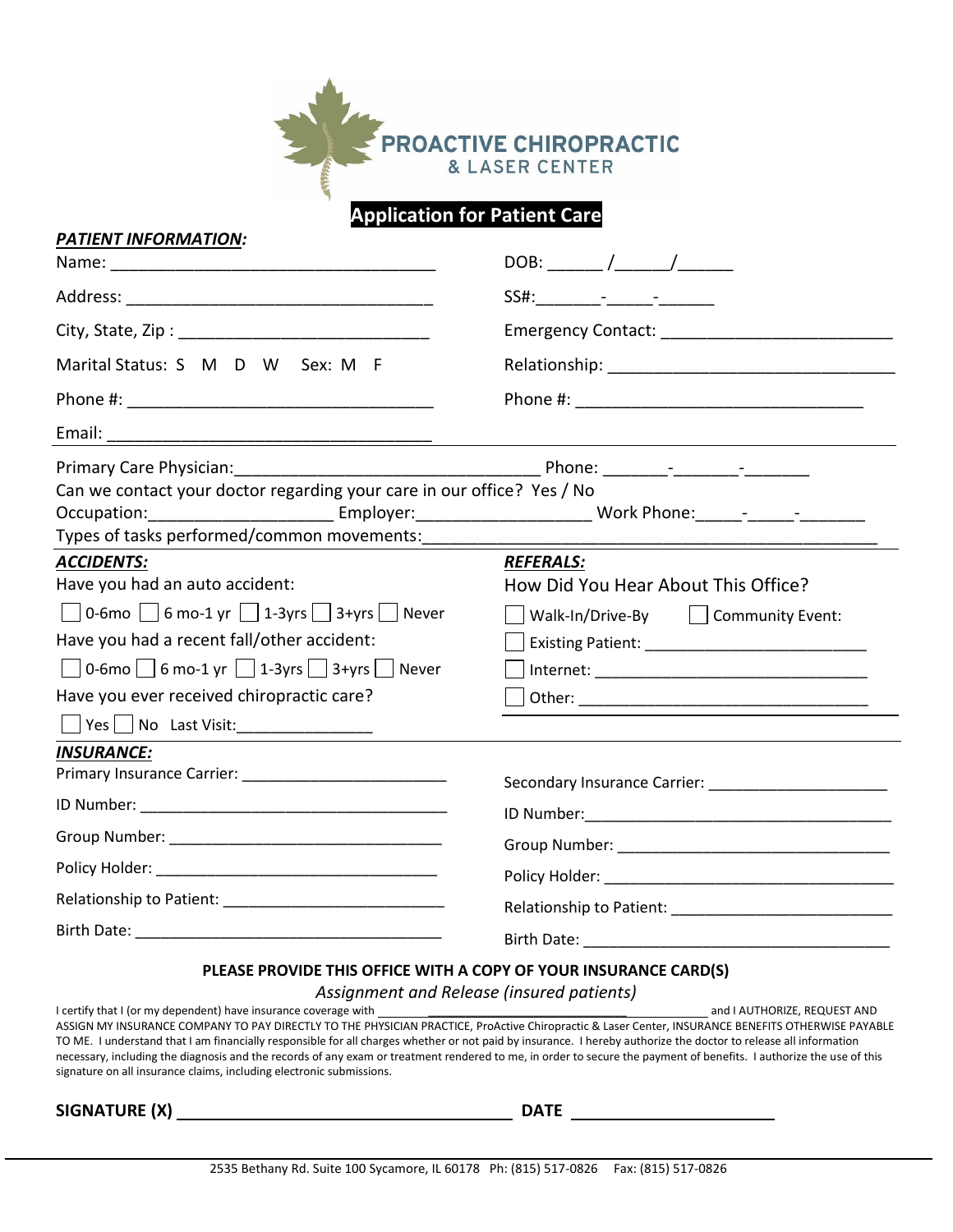# PROACTIVE CHIROPRACTIC & LASER CENTER

## Application for Patient Care

***PATIENT INFORMATION:***

Name: ___________________________________

DOB: ______ /______/______

Address: _________________________________

SS#:_______-_____-______

City, State, Zip : ___________________________

Emergency Contact: ________________________

Marital Status: S M D W Sex: M F

Relationship: ______________________________

Phone #: _________________________________

Phone #: _______________________________

Email: ___________________________________

Primary Care Physician:_________________________________ Phone: _______-_______-_______

Can we contact your doctor regarding your care in our office? Yes / No

Occupation:___________________ Employer:__________________ Work Phone:_____-_____-_______

Types of tasks performed/common movements:_________________________________________________

***ACCIDENTS:***

Have you had an auto accident:

☐ 0-6mo ☐ 6 mo-1 yr ☐ 1-3yrs ☐ 3+yrs ☐ Never

Have you had a recent fall/other accident:

☐ 0-6mo ☐ 6 mo-1 yr ☐ 1-3yrs ☐ 3+yrs ☐ Never

Have you ever received chiropractic care?

☐ Yes ☐ No Last Visit:_______________

***REFERALS:***

How Did You Hear About This Office?

☐ Walk-In/Drive-By ☐ Community Event:

☐ Existing Patient: _________________________

☐ Internet: _______________________________

☐ Other: _________________________________

***INSURANCE:***

Primary Insurance Carrier: ________________________

ID Number: ___________________________________

Group Number: ________________________________

Policy Holder: _________________________________

Relationship to Patient: _________________________

Birth Date: ___________________________________

Secondary Insurance Carrier: _____________________

ID Number:___________________________________

Group Number: ________________________________

Policy Holder: _________________________________

Relationship to Patient: _________________________

Birth Date: ___________________________________

**PLEASE PROVIDE THIS OFFICE WITH A COPY OF YOUR INSURANCE CARD(S)**

*Assignment and Release (insured patients)*

I certify that I (or my dependent) have insurance coverage with ________________________________________ and I AUTHORIZE, REQUEST AND ASSIGN MY INSURANCE COMPANY TO PAY DIRECTLY TO THE PHYSICIAN PRACTICE, ProActive Chiropractic & Laser Center, INSURANCE BENEFITS OTHERWISE PAYABLE TO ME. I understand that I am financially responsible for all charges whether or not paid by insurance. I hereby authorize the doctor to release all information necessary, including the diagnosis and the records of any exam or treatment rendered to me, in order to secure the payment of benefits. I authorize the use of this signature on all insurance claims, including electronic submissions.

**SIGNATURE (X)** ____________________________________ **DATE** ______________________

2535 Bethany Rd. Suite 100 Sycamore, IL 60178 Ph: (815) 517-0826 Fax: (815) 517-0826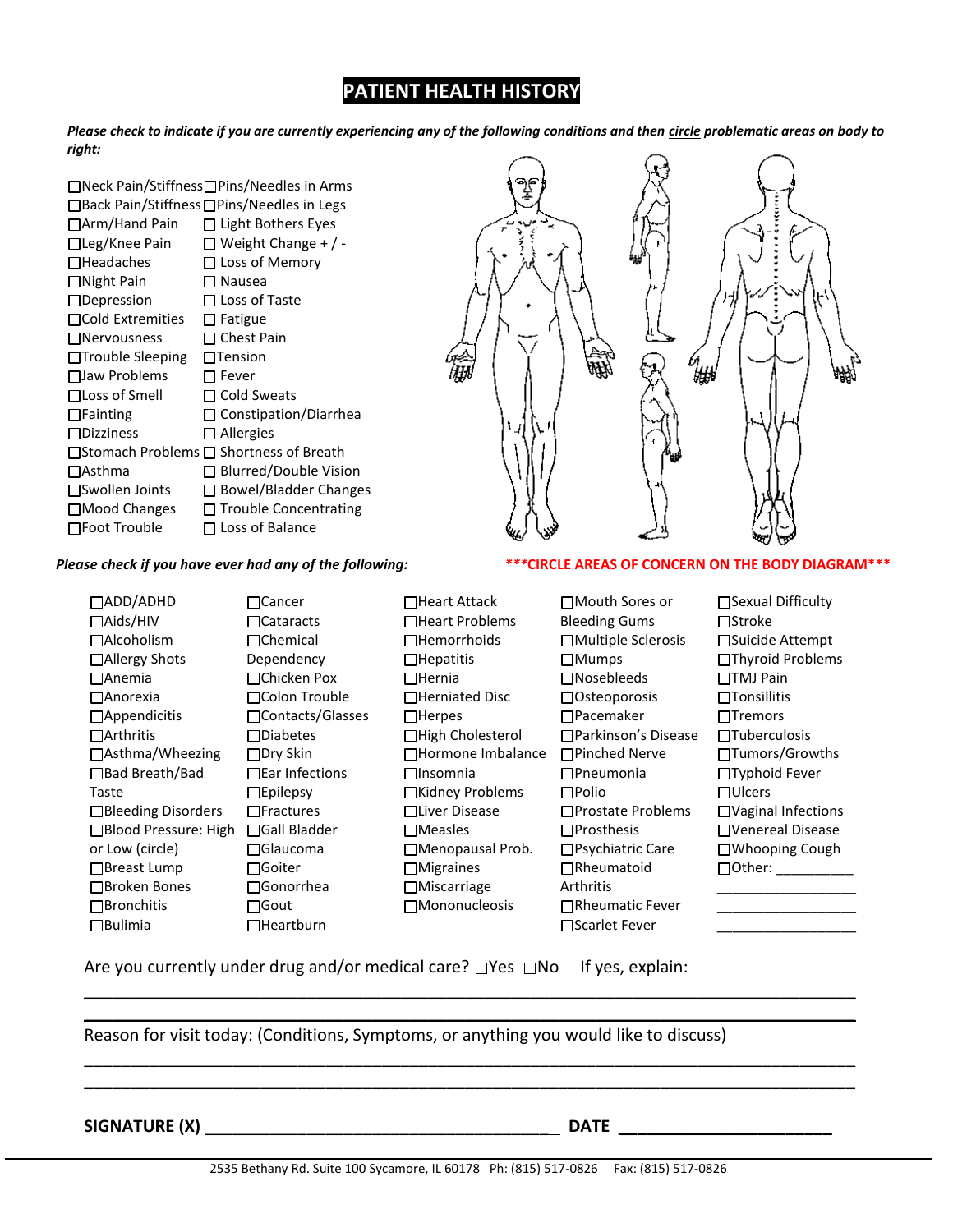# PATIENT HEALTH HISTORY

***Please check to indicate if you are currently experiencing any of the following conditions and then circle problematic areas on body to right:***

- ☐Neck Pain/Stiffness
- ☐Back Pain/Stiffness
- ☐Arm/Hand Pain
- ☐Leg/Knee Pain
- ☐Headaches
- ☐Night Pain
- ☐Depression
- ☐Cold Extremities
- ☐Nervousness
- ☐Trouble Sleeping
- ☐Jaw Problems
- ☐Loss of Smell
- ☐Fainting
- ☐Dizziness
- ☐Stomach Problems
- ☐Asthma
- ☐Swollen Joints
- ☐Mood Changes
- ☐Foot Trouble
- ☐Pins/Needles in Arms
- ☐Pins/Needles in Legs
- ☐ Light Bothers Eyes
- ☐ Weight Change + / -
- ☐ Loss of Memory
- ☐ Nausea
- ☐ Loss of Taste
- ☐ Fatigue
- ☐ Chest Pain
- ☐Tension
- ☐ Fever
- ☐ Cold Sweats
- ☐ Constipation/Diarrhea
- ☐ Allergies
- ☐ Shortness of Breath
- ☐ Blurred/Double Vision
- ☐ Bowel/Bladder Changes
- ☐ Trouble Concentrating
- ☐ Loss of Balance

***CIRCLE AREAS OF CONCERN ON THE BODY DIAGRAM***

***Please check if you have ever had any of the following:***

- ☐ADD/ADHD
- ☐Aids/HIV
- ☐Alcoholism
- ☐Allergy Shots
- ☐Anemia
- ☐Anorexia
- ☐Appendicitis
- ☐Arthritis
- ☐Asthma/Wheezing
- ☐Bad Breath/Bad Taste
- ☐Bleeding Disorders
- ☐Blood Pressure: High or Low (circle)
- ☐Breast Lump
- ☐Broken Bones
- ☐Bronchitis
- ☐Bulimia
- ☐Cancer
- ☐Cataracts
- ☐Chemical Dependency
- ☐Chicken Pox
- ☐Colon Trouble
- ☐Contacts/Glasses
- ☐Diabetes
- ☐Dry Skin
- ☐Ear Infections
- ☐Epilepsy
- ☐Fractures
- ☐Gall Bladder
- ☐Glaucoma
- ☐Goiter
- ☐Gonorrhea
- ☐Gout
- ☐Heartburn
- ☐Heart Attack
- ☐Heart Problems
- ☐Hemorrhoids
- ☐Hepatitis
- ☐Hernia
- ☐Herniated Disc
- ☐Herpes
- ☐High Cholesterol
- ☐Hormone Imbalance
- ☐Insomnia
- ☐Kidney Problems
- ☐Liver Disease
- ☐Measles
- ☐Menopausal Prob.
- ☐Migraines
- ☐Miscarriage
- ☐Mononucleosis
- ☐Mouth Sores or Bleeding Gums
- ☐Multiple Sclerosis
- ☐Mumps
- ☐Nosebleeds
- ☐Osteoporosis
- ☐Pacemaker
- ☐Parkinson's Disease
- ☐Pinched Nerve
- ☐Pneumonia
- ☐Polio
- ☐Prostate Problems
- ☐Prosthesis
- ☐Psychiatric Care
- ☐Rheumatoid Arthritis
- ☐Rheumatic Fever
- ☐Scarlet Fever
- ☐Sexual Difficulty
- ☐Stroke
- ☐Suicide Attempt
- ☐Thyroid Problems
- ☐TMJ Pain
- ☐Tonsillitis
- ☐Tremors
- ☐Tuberculosis
- ☐Tumors/Growths
- ☐Typhoid Fever
- ☐Ulcers
- ☐Vaginal Infections
- ☐Venereal Disease
- ☐Whooping Cough
- ☐Other: __________

Are you currently under drug and/or medical care? ☐Yes ☐No   If yes, explain:

______________________________________________________________________________

Reason for visit today: (Conditions, Symptoms, or anything you would like to discuss)

______________________________________________________________________________

______________________________________________________________________________

**SIGNATURE (X)** ______________________________ **DATE** ____________________

2535 Bethany Rd. Suite 100 Sycamore, IL 60178 Ph: (815) 517-0826 Fax: (815) 517-0826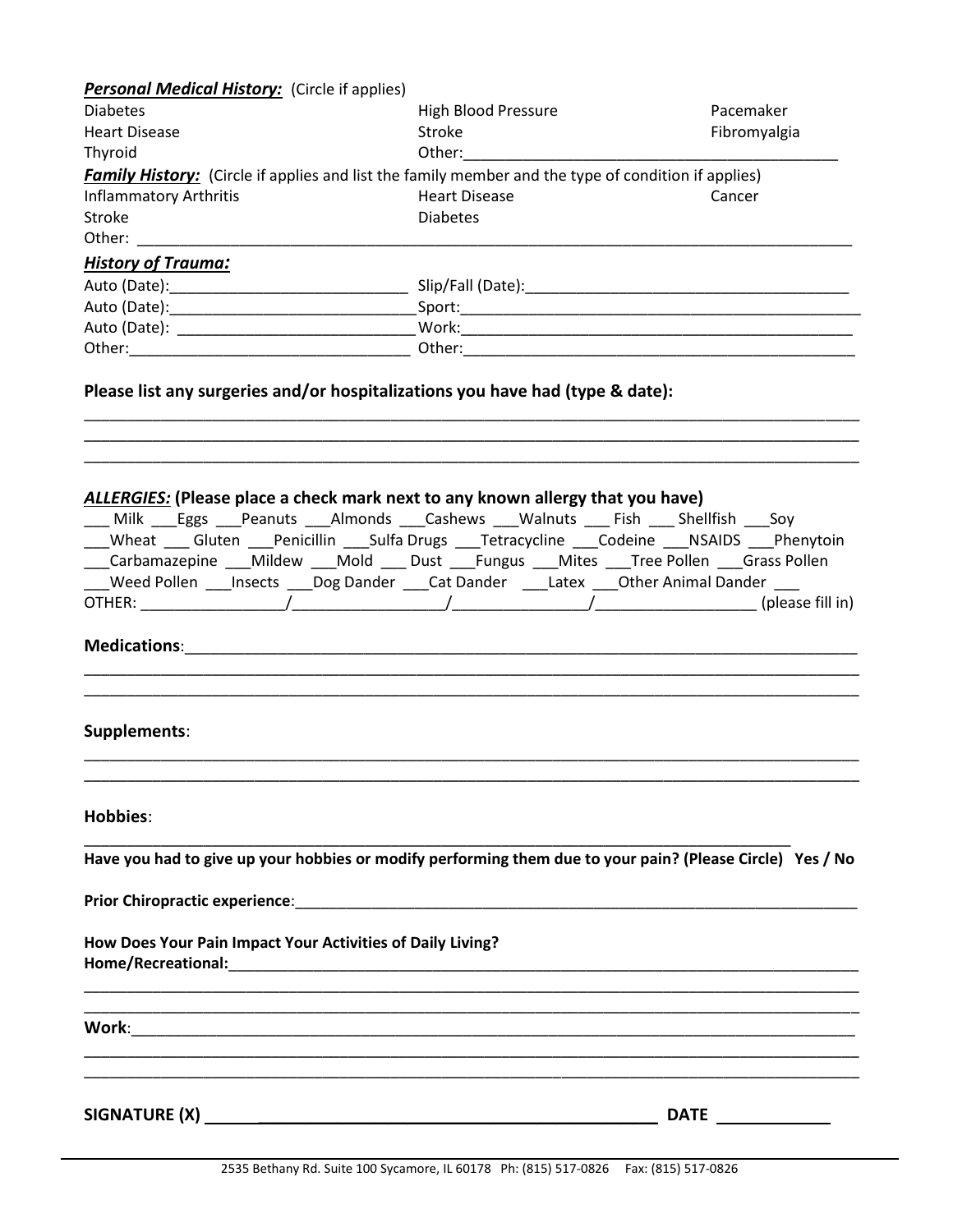***Personal Medical History:*** (Circle if applies)

| | | |
|---|---|---|
| Diabetes | High Blood Pressure | Pacemaker |
| Heart Disease | Stroke | Fibromyalgia |
| Thyroid | Other:___________________________________________ | |

***Family History:*** (Circle if applies and list the family member and the type of condition if applies)

| | | |
|---|---|---|
| Inflammatory Arthritis | Heart Disease | Cancer |
| Stroke | Diabetes | |

Other: ___________________________________________________________________________________

***History of Trauma:***

| | |
|---|---|
| Auto (Date):___________________________ | Slip/Fall (Date):______________________________________ |
| Auto (Date):____________________________ | Sport:_______________________________________________ |
| Auto (Date): ___________________________ | Work:_______________________________________________ |
| Other:_________________________________ | Other:______________________________________________ |

**Please list any surgeries and/or hospitalizations you have had (type & date):**

_____________________________________________________________________________________________
_____________________________________________________________________________________________
_____________________________________________________________________________________________

***ALLERGIES:*** **(Please place a check mark next to any known allergy that you have)**

___ Milk ___Eggs ___Peanuts ___Almonds ___Cashews ___Walnuts ___ Fish ___ Shellfish ___Soy
___Wheat ___ Gluten ___Penicillin ___Sulfa Drugs ___Tetracycline ___Codeine ___NSAIDS ___Phenytoin
___Carbamazepine ___Mildew ___Mold ___ Dust ___Fungus ___Mites ___Tree Pollen ___Grass Pollen
___Weed Pollen ___Insects ___Dog Dander ___Cat Dander ___Latex ___Other Animal Dander ___
OTHER: ________________/_________________/________________/__________________ (please fill in)

**Medications**:_________________________________________________________________________
_____________________________________________________________________________________________
_____________________________________________________________________________________________

**Supplements**:

_____________________________________________________________________________________________
_____________________________________________________________________________________________

**Hobbies**:

_____________________________________________________________________________________

**Have you had to give up your hobbies or modify performing them due to your pain? (Please Circle) Yes / No**

**Prior Chiropractic experience**:___________________________________________________________________

**How Does Your Pain Impact Your Activities of Daily Living?**
**Home/Recreational:**__________________________________________________________________________
_____________________________________________________________________________________________
_____________________________________________________________________________________________

**Work**:_____________________________________________________________________________________
_____________________________________________________________________________________________
_____________________________________________________________________________________________

**SIGNATURE (X)** ______________________________________________ **DATE** ____________

2535 Bethany Rd. Suite 100 Sycamore, IL 60178 Ph: (815) 517-0826 Fax: (815) 517-0826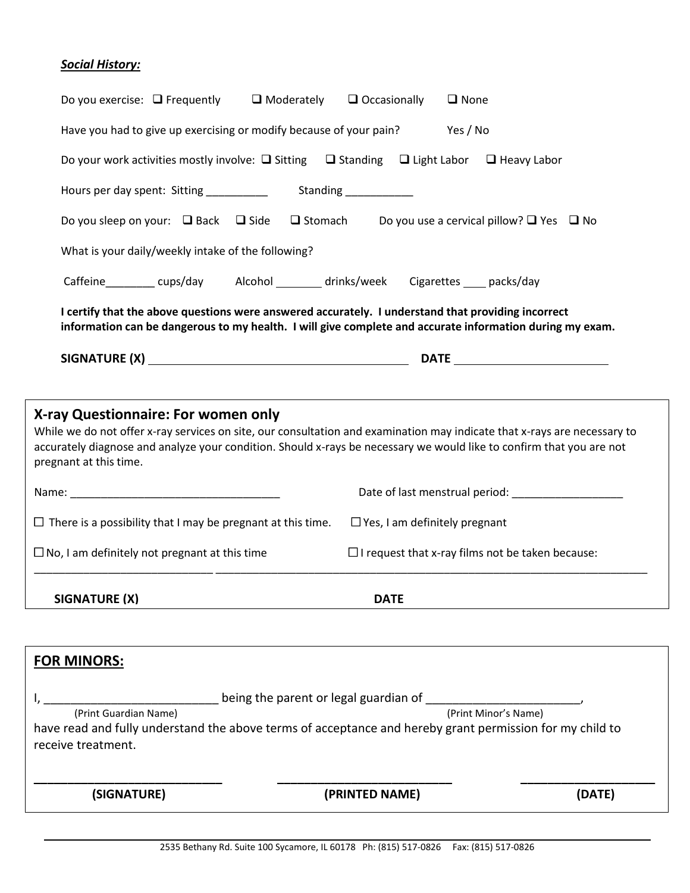***Social History:***

Do you exercise: ❑ Frequently ❑ Moderately ❑ Occasionally ❑ None

Have you had to give up exercising or modify because of your pain? Yes / No

Do your work activities mostly involve: ❑ Sitting ❑ Standing ❑ Light Labor ❑ Heavy Labor

Hours per day spent: Sitting __________ Standing ___________

Do you sleep on your: ❑ Back ❑ Side ❑ Stomach Do you use a cervical pillow? ❑ Yes ❑ No

What is your daily/weekly intake of the following?

Caffeine________ cups/day Alcohol ________ drinks/week Cigarettes ____ packs/day

**I certify that the above questions were answered accurately. I understand that providing incorrect information can be dangerous to my health. I will give complete and accurate information during my exam.**

**SIGNATURE (X)** ________________________________________ **DATE** ________________________

## X-ray Questionnaire: For women only

While we do not offer x-ray services on site, our consultation and examination may indicate that x-rays are necessary to accurately diagnose and analyze your condition. Should x-rays be necessary we would like to confirm that you are not pregnant at this time.

Name: __________________________________ Date of last menstrual period: __________________

☐ There is a possibility that I may be pregnant at this time. ☐ Yes, I am definitely pregnant

☐ No, I am definitely not pregnant at this time ☐ I request that x-ray films not be taken because:

_____________________________ ___________________________________________________________________________

**SIGNATURE (X)** **DATE**

## FOR MINORS:

I, __________________________ being the parent or legal guardian of _______________________,
(Print Guardian Name) (Print Minor's Name)
have read and fully understand the above terms of acceptance and hereby grant permission for my child to receive treatment.

___________________________ _________________________ ___________________
**(SIGNATURE)** **(PRINTED NAME)** **(DATE)**

2535 Bethany Rd. Suite 100 Sycamore, IL 60178 Ph: (815) 517-0826 Fax: (815) 517-0826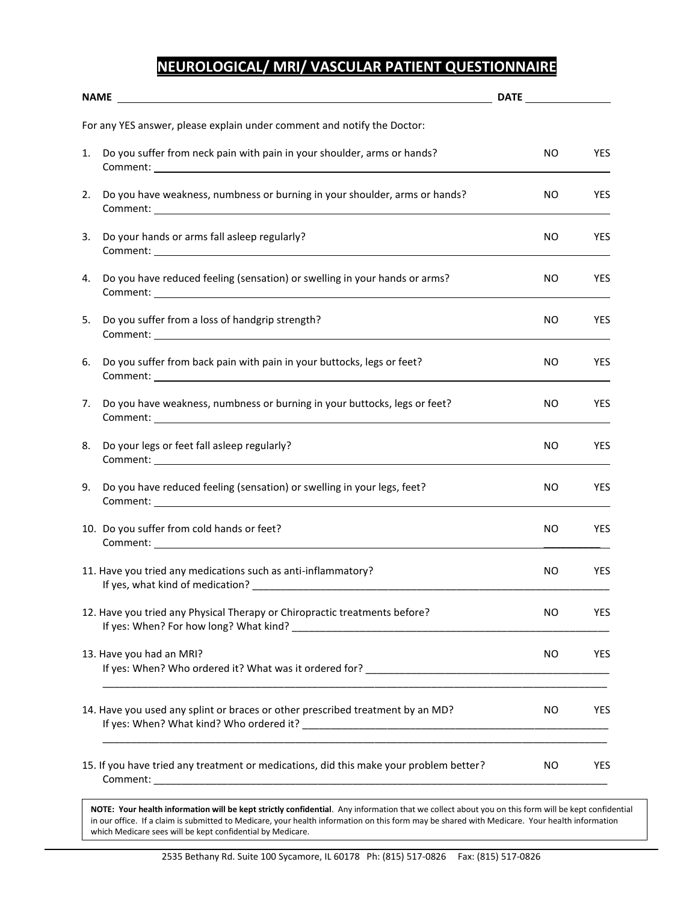# NEUROLOGICAL/ MRI/ VASCULAR PATIENT QUESTIONNAIRE

**NAME** ______________________________ **DATE** ______________

For any YES answer, please explain under comment and notify the Doctor:

1. Do you suffer from neck pain with pain in your shoulder, arms or hands? NO YES
   Comment: ______________________________

2. Do you have weakness, numbness or burning in your shoulder, arms or hands? NO YES
   Comment: ______________________________

3. Do your hands or arms fall asleep regularly? NO YES
   Comment: ______________________________

4. Do you have reduced feeling (sensation) or swelling in your hands or arms? NO YES
   Comment: ______________________________

5. Do you suffer from a loss of handgrip strength? NO YES
   Comment: ______________________________

6. Do you suffer from back pain with pain in your buttocks, legs or feet? NO YES
   Comment: ______________________________

7. Do you have weakness, numbness or burning in your buttocks, legs or feet? NO YES
   Comment: ______________________________

8. Do your legs or feet fall asleep regularly? NO YES
   Comment: ______________________________

9. Do you have reduced feeling (sensation) or swelling in your legs, feet? NO YES
   Comment: ______________________________

10. Do you suffer from cold hands or feet? NO YES
    Comment: ______________________________

11. Have you tried any medications such as anti-inflammatory? NO YES
    If yes, what kind of medication? ______________________________

12. Have you tried any Physical Therapy or Chiropractic treatments before? NO YES
    If yes: When? For how long? What kind? ______________________________

13. Have you had an MRI? NO YES
    If yes: When? Who ordered it? What was it ordered for? ______________________________
    ______________________________

14. Have you used any splint or braces or other prescribed treatment by an MD? NO YES
    If yes: When? What kind? Who ordered it? ______________________________
    ______________________________

15. If you have tried any treatment or medications, did this make your problem better? NO YES
    Comment: ______________________________

**NOTE: Your health information will be kept strictly confidential**. Any information that we collect about you on this form will be kept confidential in our office. If a claim is submitted to Medicare, your health information on this form may be shared with Medicare. Your health information which Medicare sees will be kept confidential by Medicare.

2535 Bethany Rd. Suite 100 Sycamore, IL 60178 Ph: (815) 517-0826 Fax: (815) 517-0826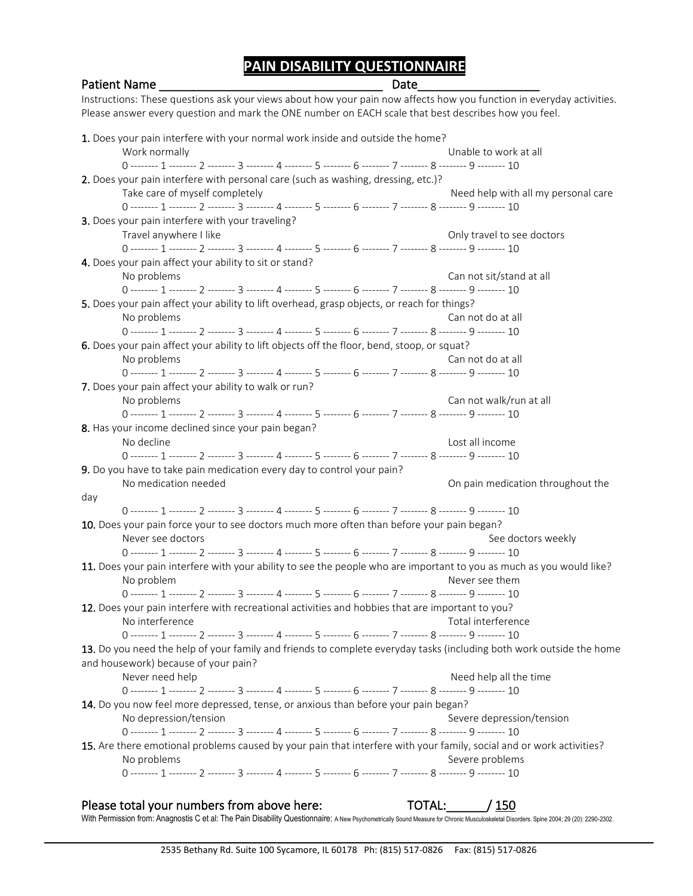# PAIN DISABILITY QUESTIONNAIRE

**Patient Name** ________________________________ **Date**_________________

Instructions: These questions ask your views about how your pain now affects how you function in everyday activities. Please answer every question and mark the ONE number on EACH scale that best describes how you feel.

**1.** Does your pain interfere with your normal work inside and outside the home?

Work normally — Unable to work at all

0 -------- 1 -------- 2 -------- 3 -------- 4 -------- 5 -------- 6 -------- 7 -------- 8 -------- 9 -------- 10

**2.** Does your pain interfere with personal care (such as washing, dressing, etc.)?

Take care of myself completely — Need help with all my personal care

0 -------- 1 -------- 2 -------- 3 -------- 4 -------- 5 -------- 6 -------- 7 -------- 8 -------- 9 -------- 10

**3.** Does your pain interfere with your traveling?

Travel anywhere I like — Only travel to see doctors

0 -------- 1 -------- 2 -------- 3 -------- 4 -------- 5 -------- 6 -------- 7 -------- 8 -------- 9 -------- 10

**4.** Does your pain affect your ability to sit or stand?

No problems — Can not sit/stand at all

0 -------- 1 -------- 2 -------- 3 -------- 4 -------- 5 -------- 6 -------- 7 -------- 8 -------- 9 -------- 10

**5.** Does your pain affect your ability to lift overhead, grasp objects, or reach for things?

No problems — Can not do at all

0 -------- 1 -------- 2 -------- 3 -------- 4 -------- 5 -------- 6 -------- 7 -------- 8 -------- 9 -------- 10

**6.** Does your pain affect your ability to lift objects off the floor, bend, stoop, or squat?

No problems — Can not do at all

0 -------- 1 -------- 2 -------- 3 -------- 4 -------- 5 -------- 6 -------- 7 -------- 8 -------- 9 -------- 10

**7.** Does your pain affect your ability to walk or run?

No problems — Can not walk/run at all

0 -------- 1 -------- 2 -------- 3 -------- 4 -------- 5 -------- 6 -------- 7 -------- 8 -------- 9 -------- 10

**8.** Has your income declined since your pain began?

No decline — Lost all income

0 -------- 1 -------- 2 -------- 3 -------- 4 -------- 5 -------- 6 -------- 7 -------- 8 -------- 9 -------- 10

**9.** Do you have to take pain medication every day to control your pain?

No medication needed — On pain medication throughout the day

0 -------- 1 -------- 2 -------- 3 -------- 4 -------- 5 -------- 6 -------- 7 -------- 8 -------- 9 -------- 10

**10.** Does your pain force your to see doctors much more often than before your pain began?

Never see doctors — See doctors weekly

0 -------- 1 -------- 2 -------- 3 -------- 4 -------- 5 -------- 6 -------- 7 -------- 8 -------- 9 -------- 10

**11.** Does your pain interfere with your ability to see the people who are important to you as much as you would like?

No problem — Never see them

0 -------- 1 -------- 2 -------- 3 -------- 4 -------- 5 -------- 6 -------- 7 -------- 8 -------- 9 -------- 10

**12.** Does your pain interfere with recreational activities and hobbies that are important to you?

No interference — Total interference

0 -------- 1 -------- 2 -------- 3 -------- 4 -------- 5 -------- 6 -------- 7 -------- 8 -------- 9 -------- 10

**13.** Do you need the help of your family and friends to complete everyday tasks (including both work outside the home and housework) because of your pain?

Never need help — Need help all the time

0 -------- 1 -------- 2 -------- 3 -------- 4 -------- 5 -------- 6 -------- 7 -------- 8 -------- 9 -------- 10

**14.** Do you now feel more depressed, tense, or anxious than before your pain began?

No depression/tension — Severe depression/tension

0 -------- 1 -------- 2 -------- 3 -------- 4 -------- 5 -------- 6 -------- 7 -------- 8 -------- 9 -------- 10

**15.** Are there emotional problems caused by your pain that interfere with your family, social and or work activities?

No problems — Severe problems

0 -------- 1 -------- 2 -------- 3 -------- 4 -------- 5 -------- 6 -------- 7 -------- 8 -------- 9 -------- 10

**Please total your numbers from above here:** **TOTAL:______/ 150**

With Permission from: Anagnostis C et al: The Pain Disability Questionnaire: A New Psychometrically Sound Measure for Chronic Musculoskeletal Disorders. Spine 2004; 29 (20): 2290-2302.

2535 Bethany Rd. Suite 100 Sycamore, IL 60178 Ph: (815) 517-0826 Fax: (815) 517-0826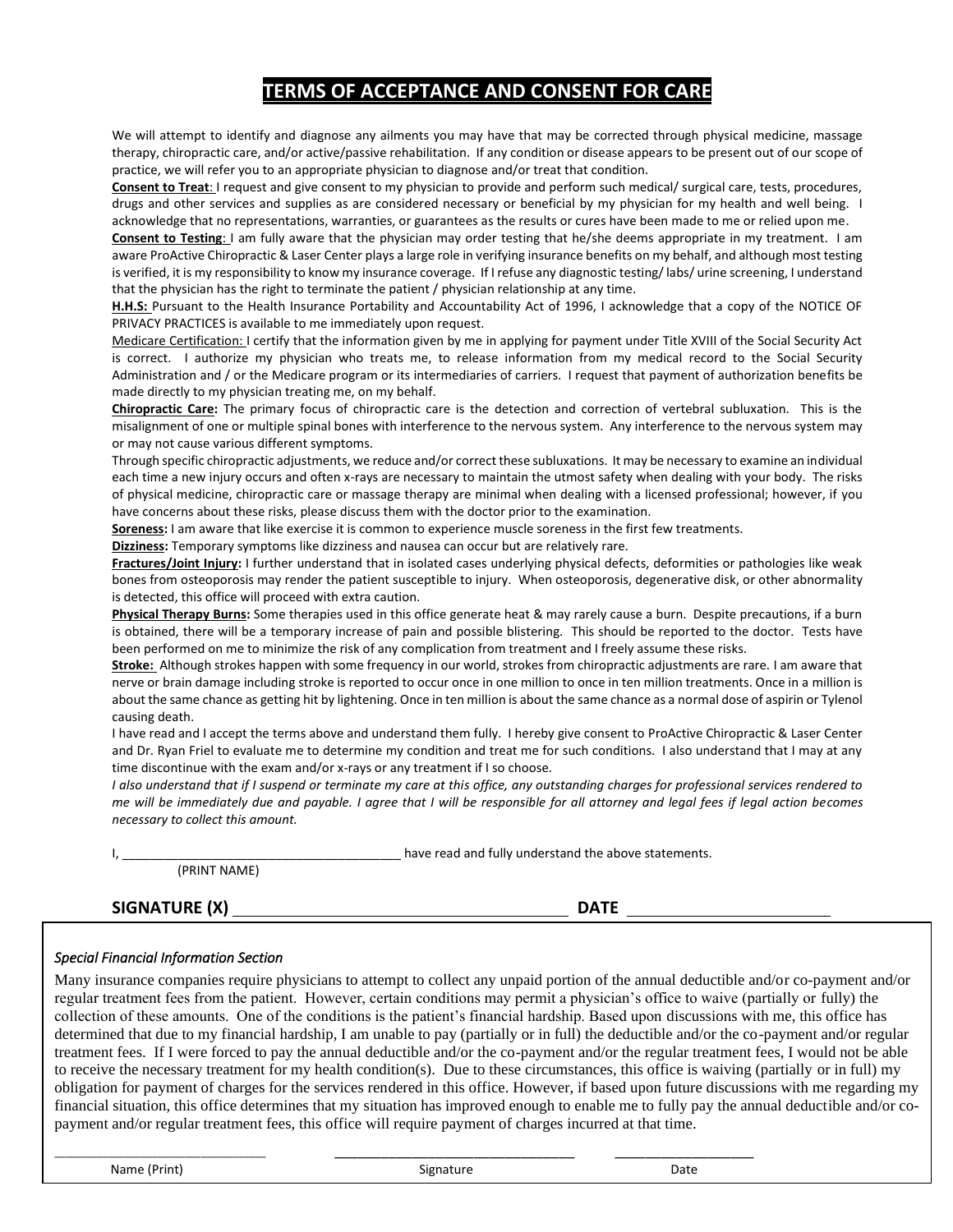# TERMS OF ACCEPTANCE AND CONSENT FOR CARE

We will attempt to identify and diagnose any ailments you may have that may be corrected through physical medicine, massage therapy, chiropractic care, and/or active/passive rehabilitation. If any condition or disease appears to be present out of our scope of practice, we will refer you to an appropriate physician to diagnose and/or treat that condition.

**Consent to Treat**: I request and give consent to my physician to provide and perform such medical/ surgical care, tests, procedures, drugs and other services and supplies as are considered necessary or beneficial by my physician for my health and well being. I acknowledge that no representations, warranties, or guarantees as the results or cures have been made to me or relied upon me.

**Consent to Testing**: I am fully aware that the physician may order testing that he/she deems appropriate in my treatment. I am aware ProActive Chiropractic & Laser Center plays a large role in verifying insurance benefits on my behalf, and although most testing is verified, it is my responsibility to know my insurance coverage. If I refuse any diagnostic testing/ labs/ urine screening, I understand that the physician has the right to terminate the patient / physician relationship at any time.

**H.H.S:** Pursuant to the Health Insurance Portability and Accountability Act of 1996, I acknowledge that a copy of the NOTICE OF PRIVACY PRACTICES is available to me immediately upon request.

Medicare Certification: I certify that the information given by me in applying for payment under Title XVIII of the Social Security Act is correct. I authorize my physician who treats me, to release information from my medical record to the Social Security Administration and / or the Medicare program or its intermediaries of carriers. I request that payment of authorization benefits be made directly to my physician treating me, on my behalf.

**Chiropractic Care:** The primary focus of chiropractic care is the detection and correction of vertebral subluxation. This is the misalignment of one or multiple spinal bones with interference to the nervous system. Any interference to the nervous system may or may not cause various different symptoms.

Through specific chiropractic adjustments, we reduce and/or correct these subluxations. It may be necessary to examine an individual each time a new injury occurs and often x-rays are necessary to maintain the utmost safety when dealing with your body. The risks of physical medicine, chiropractic care or massage therapy are minimal when dealing with a licensed professional; however, if you have concerns about these risks, please discuss them with the doctor prior to the examination.

**Soreness:** I am aware that like exercise it is common to experience muscle soreness in the first few treatments.

**Dizziness:** Temporary symptoms like dizziness and nausea can occur but are relatively rare.

**Fractures/Joint Injury:** I further understand that in isolated cases underlying physical defects, deformities or pathologies like weak bones from osteoporosis may render the patient susceptible to injury. When osteoporosis, degenerative disk, or other abnormality is detected, this office will proceed with extra caution.

**Physical Therapy Burns:** Some therapies used in this office generate heat & may rarely cause a burn. Despite precautions, if a burn is obtained, there will be a temporary increase of pain and possible blistering. This should be reported to the doctor. Tests have been performed on me to minimize the risk of any complication from treatment and I freely assume these risks.

**Stroke:** Although strokes happen with some frequency in our world, strokes from chiropractic adjustments are rare. I am aware that nerve or brain damage including stroke is reported to occur once in one million to once in ten million treatments. Once in a million is about the same chance as getting hit by lightening. Once in ten million is about the same chance as a normal dose of aspirin or Tylenol causing death.

I have read and I accept the terms above and understand them fully. I hereby give consent to ProActive Chiropractic & Laser Center and Dr. Ryan Friel to evaluate me to determine my condition and treat me for such conditions. I also understand that I may at any time discontinue with the exam and/or x-rays or any treatment if I so choose.

*I also understand that if I suspend or terminate my care at this office, any outstanding charges for professional services rendered to me will be immediately due and payable. I agree that I will be responsible for all attorney and legal fees if legal action becomes necessary to collect this amount.*

I, ________________________________________ have read and fully understand the above statements.
(PRINT NAME)

**SIGNATURE (X)** ______________________________ **DATE** ____________________

*Special Financial Information Section*

Many insurance companies require physicians to attempt to collect any unpaid portion of the annual deductible and/or co-payment and/or regular treatment fees from the patient. However, certain conditions may permit a physician's office to waive (partially or fully) the collection of these amounts. One of the conditions is the patient's financial hardship. Based upon discussions with me, this office has determined that due to my financial hardship, I am unable to pay (partially or in full) the deductible and/or the co-payment and/or regular treatment fees. If I were forced to pay the annual deductible and/or the co-payment and/or the regular treatment fees, I would not be able to receive the necessary treatment for my health condition(s). Due to these circumstances, this office is waiving (partially or in full) my obligation for payment of charges for the services rendered in this office. However, if based upon future discussions with me regarding my financial situation, this office determines that my situation has improved enough to enable me to fully pay the annual deductible and/or co-payment and/or regular treatment fees, this office will require payment of charges incurred at that time.

____________________________ ________________________________ __________________
Name (Print) Signature Date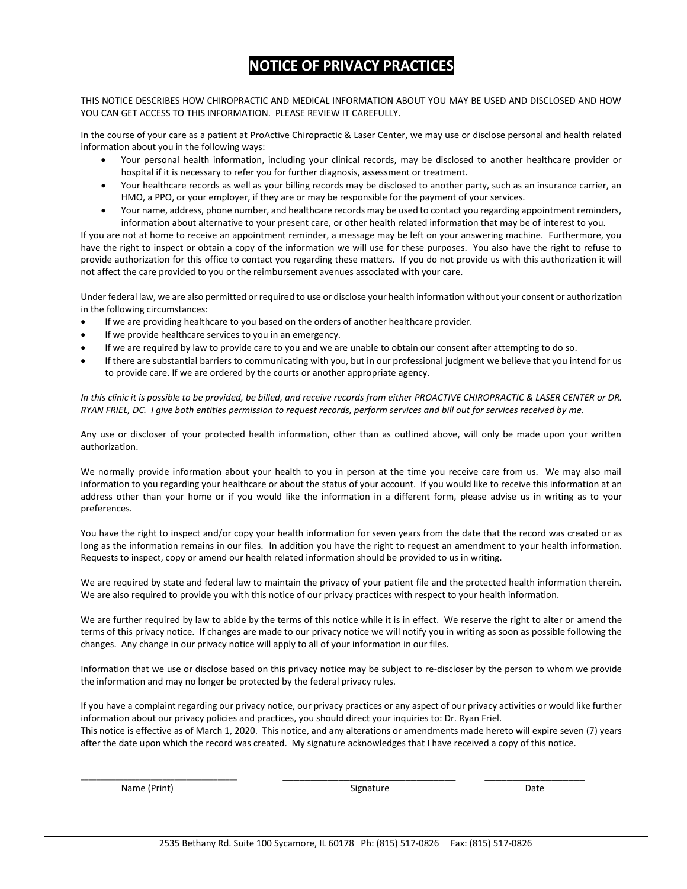# NOTICE OF PRIVACY PRACTICES

THIS NOTICE DESCRIBES HOW CHIROPRACTIC AND MEDICAL INFORMATION ABOUT YOU MAY BE USED AND DISCLOSED AND HOW YOU CAN GET ACCESS TO THIS INFORMATION. PLEASE REVIEW IT CAREFULLY.

In the course of your care as a patient at ProActive Chiropractic & Laser Center, we may use or disclose personal and health related information about you in the following ways:

- Your personal health information, including your clinical records, may be disclosed to another healthcare provider or hospital if it is necessary to refer you for further diagnosis, assessment or treatment.
- Your healthcare records as well as your billing records may be disclosed to another party, such as an insurance carrier, an HMO, a PPO, or your employer, if they are or may be responsible for the payment of your services.
- Your name, address, phone number, and healthcare records may be used to contact you regarding appointment reminders, information about alternative to your present care, or other health related information that may be of interest to you.

If you are not at home to receive an appointment reminder, a message may be left on your answering machine. Furthermore, you have the right to inspect or obtain a copy of the information we will use for these purposes. You also have the right to refuse to provide authorization for this office to contact you regarding these matters. If you do not provide us with this authorization it will not affect the care provided to you or the reimbursement avenues associated with your care.

Under federal law, we are also permitted or required to use or disclose your health information without your consent or authorization in the following circumstances:

- If we are providing healthcare to you based on the orders of another healthcare provider.
- If we provide healthcare services to you in an emergency.
- If we are required by law to provide care to you and we are unable to obtain our consent after attempting to do so.
- If there are substantial barriers to communicating with you, but in our professional judgment we believe that you intend for us to provide care. If we are ordered by the courts or another appropriate agency.

*In this clinic it is possible to be provided, be billed, and receive records from either PROACTIVE CHIROPRACTIC & LASER CENTER or DR. RYAN FRIEL, DC. I give both entities permission to request records, perform services and bill out for services received by me.*

Any use or discloser of your protected health information, other than as outlined above, will only be made upon your written authorization.

We normally provide information about your health to you in person at the time you receive care from us. We may also mail information to you regarding your healthcare or about the status of your account. If you would like to receive this information at an address other than your home or if you would like the information in a different form, please advise us in writing as to your preferences.

You have the right to inspect and/or copy your health information for seven years from the date that the record was created or as long as the information remains in our files. In addition you have the right to request an amendment to your health information. Requests to inspect, copy or amend our health related information should be provided to us in writing.

We are required by state and federal law to maintain the privacy of your patient file and the protected health information therein. We are also required to provide you with this notice of our privacy practices with respect to your health information.

We are further required by law to abide by the terms of this notice while it is in effect. We reserve the right to alter or amend the terms of this privacy notice. If changes are made to our privacy notice we will notify you in writing as soon as possible following the changes. Any change in our privacy notice will apply to all of your information in our files.

Information that we use or disclose based on this privacy notice may be subject to re-discloser by the person to whom we provide the information and may no longer be protected by the federal privacy rules.

If you have a complaint regarding our privacy notice, our privacy practices or any aspect of our privacy activities or would like further information about our privacy policies and practices, you should direct your inquiries to: Dr. Ryan Friel.
This notice is effective as of March 1, 2020. This notice, and any alterations or amendments made hereto will expire seven (7) years after the date upon which the record was created. My signature acknowledges that I have received a copy of this notice.

\_\_\_\_\_\_\_\_\_\_\_\_\_\_\_\_\_\_\_\_\_\_\_\_\_\_\_\_ Name (Print)

\_\_\_\_\_\_\_\_\_\_\_\_\_\_\_\_\_\_\_\_\_\_\_\_\_\_\_\_ Signature

\_\_\_\_\_\_\_\_\_\_\_\_\_\_\_\_\_\_\_\_ Date

2535 Bethany Rd. Suite 100 Sycamore, IL 60178 Ph: (815) 517-0826 Fax: (815) 517-0826